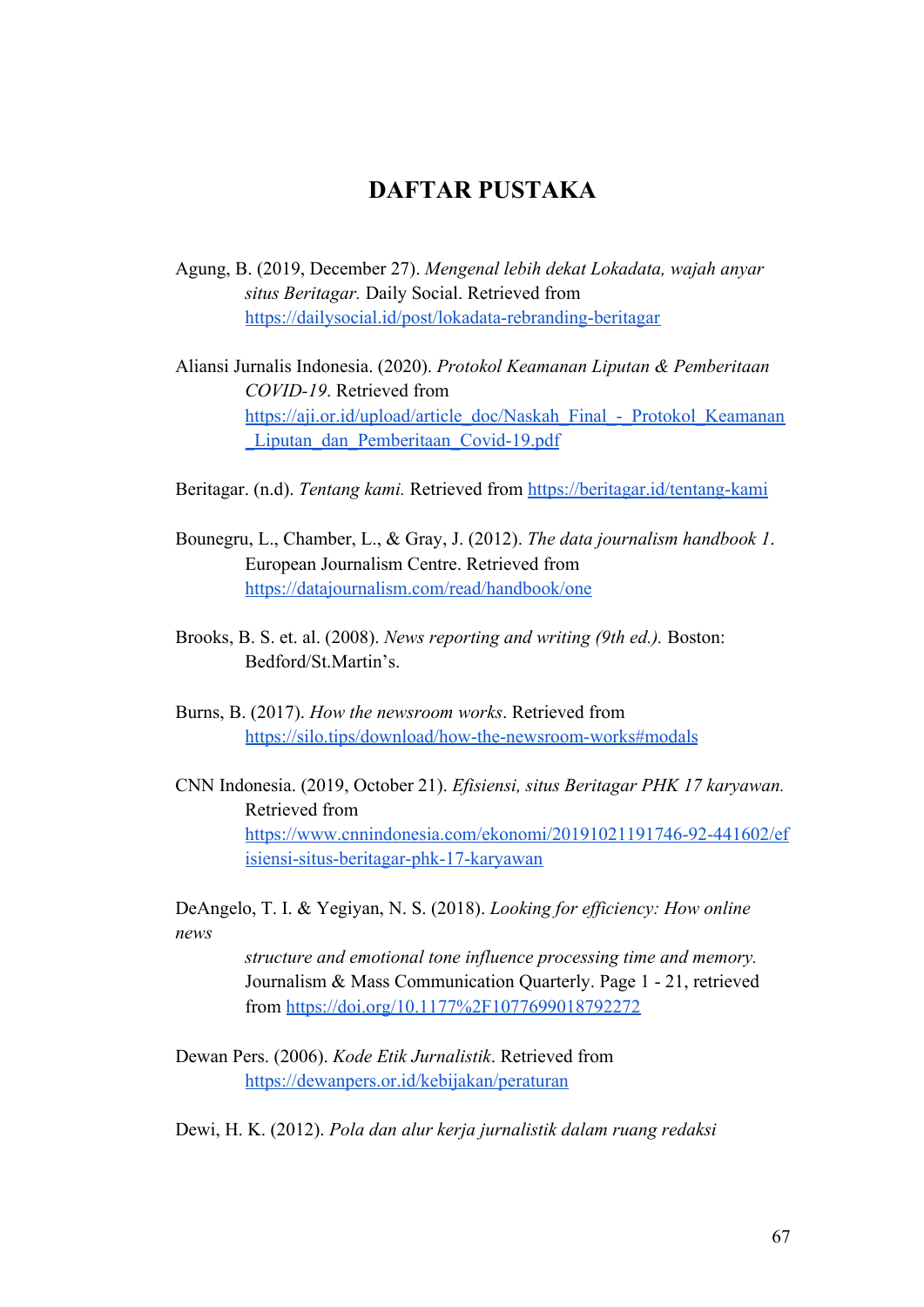# DAFTAR PUSTAKA

Agung, B. (2019, December 27). *Mengenal lebih dekat Lokadata, wajah anyar situs Beritagar.* Daily Social. Retrieved from https://dailysocial.id/post/lokadata-rebranding-beritagar

Aliansi Jurnalis Indonesia. (2020). *Protokol Keamanan Liputan & Pemberitaan COVID-19*. Retrieved from https://aji.or.id/upload/article_doc/Naskah_Final_-_Protokol_Keamanan_Liputan_dan_Pemberitaan_Covid-19.pdf

Beritagar. (n.d). *Tentang kami.* Retrieved from https://beritagar.id/tentang-kami

Bounegru, L., Chamber, L., & Gray, J. (2012). *The data journalism handbook 1*. European Journalism Centre. Retrieved from https://datajournalism.com/read/handbook/one

Brooks, B. S. et. al. (2008). *News reporting and writing (9th ed.).* Boston: Bedford/St.Martin's.

Burns, B. (2017). *How the newsroom works*. Retrieved from https://silo.tips/download/how-the-newsroom-works#modals

CNN Indonesia. (2019, October 21). *Efisiensi, situs Beritagar PHK 17 karyawan.* Retrieved from https://www.cnnindonesia.com/ekonomi/20191021191746-92-441602/efisiensi-situs-beritagar-phk-17-karyawan

DeAngelo, T. I. & Yegiyan, N. S. (2018). *Looking for efficiency: How online news structure and emotional tone influence processing time and memory.* Journalism & Mass Communication Quarterly. Page 1 - 21, retrieved from https://doi.org/10.1177%2F1077699018792272

Dewan Pers. (2006). *Kode Etik Jurnalistik*. Retrieved from https://dewanpers.or.id/kebijakan/peraturan

Dewi, H. K. (2012). *Pola dan alur kerja jurnalistik dalam ruang redaksi*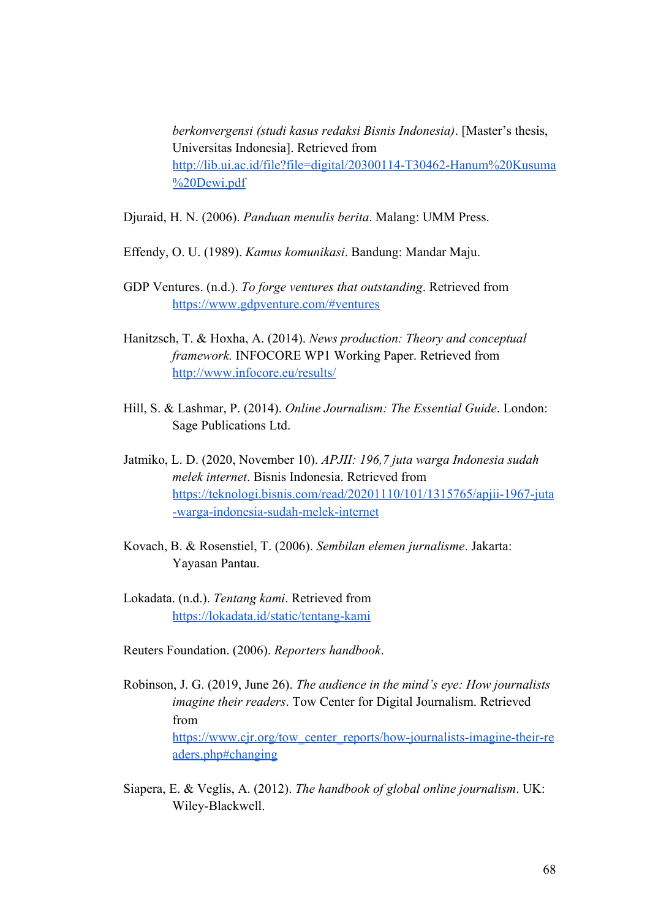*berkonvergensi (studi kasus redaksi Bisnis Indonesia)*. [Master's thesis, Universitas Indonesia]. Retrieved from http://lib.ui.ac.id/file?file=digital/20300114-T30462-Hanum%20Kusuma%20Dewi.pdf

Djuraid, H. N. (2006). *Panduan menulis berita*. Malang: UMM Press.

Effendy, O. U. (1989). *Kamus komunikasi*. Bandung: Mandar Maju.

GDP Ventures. (n.d.). *To forge ventures that outstanding*. Retrieved from https://www.gdpventure.com/#ventures

Hanitzsch, T. & Hoxha, A. (2014). *News production: Theory and conceptual framework.* INFOCORE WP1 Working Paper. Retrieved from http://www.infocore.eu/results/

Hill, S. & Lashmar, P. (2014). *Online Journalism: The Essential Guide*. London: Sage Publications Ltd.

Jatmiko, L. D. (2020, November 10). *APJII: 196,7 juta warga Indonesia sudah melek internet*. Bisnis Indonesia. Retrieved from https://teknologi.bisnis.com/read/20201110/101/1315765/apjii-1967-juta-warga-indonesia-sudah-melek-internet

Kovach, B. & Rosenstiel, T. (2006). *Sembilan elemen jurnalisme*. Jakarta: Yayasan Pantau.

Lokadata. (n.d.). *Tentang kami*. Retrieved from https://lokadata.id/static/tentang-kami

Reuters Foundation. (2006). *Reporters handbook*.

Robinson, J. G. (2019, June 26). *The audience in the mind's eye: How journalists imagine their readers*. Tow Center for Digital Journalism. Retrieved from https://www.cjr.org/tow_center_reports/how-journalists-imagine-their-readers.php#changing

Siapera, E. & Veglis, A. (2012). *The handbook of global online journalism*. UK: Wiley-Blackwell.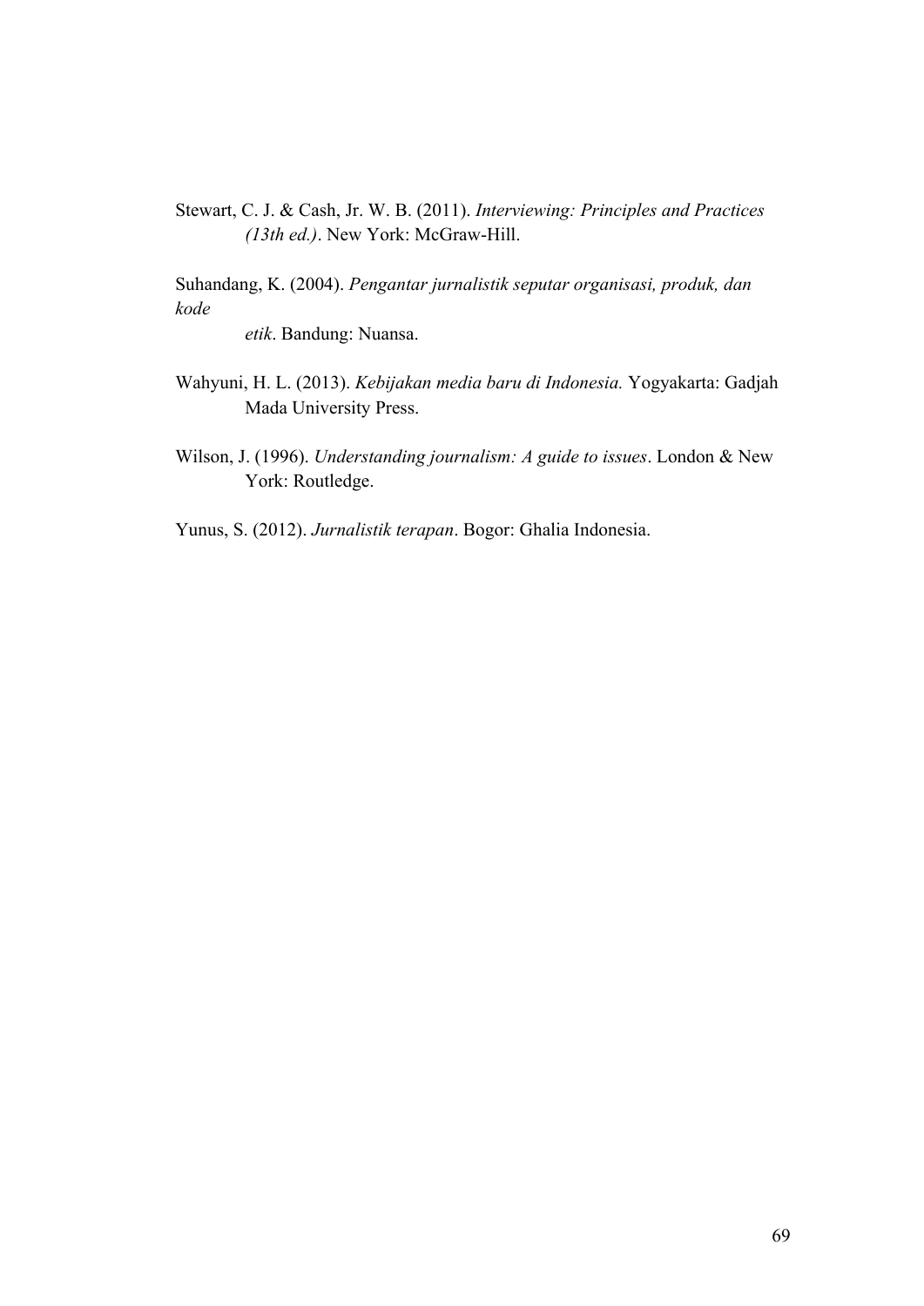Stewart, C. J. & Cash, Jr. W. B. (2011). *Interviewing: Principles and Practices (13th ed.)*. New York: McGraw-Hill.

Suhandang, K. (2004). *Pengantar jurnalistik seputar organisasi, produk, dan kode etik*. Bandung: Nuansa.

Wahyuni, H. L. (2013). *Kebijakan media baru di Indonesia.* Yogyakarta: Gadjah Mada University Press.

Wilson, J. (1996). *Understanding journalism: A guide to issues*. London & New York: Routledge.

Yunus, S. (2012). *Jurnalistik terapan*. Bogor: Ghalia Indonesia.